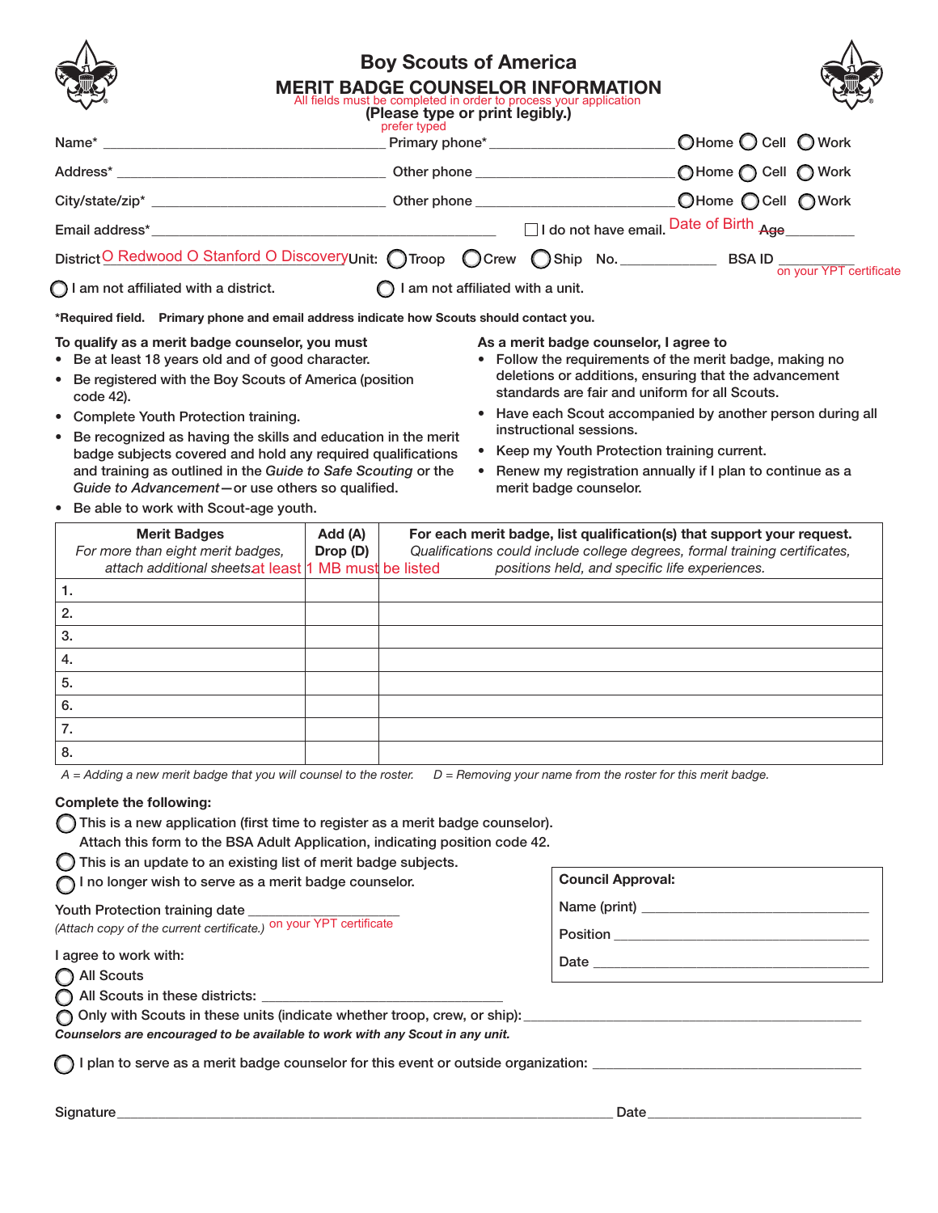# Boy Scouts of America

## MERIT BADGE COUNSELOR INFORMATION

All fields must be completed in order to process your application

**(Please type or print legibly.)**

prefer typed

Name* ______________________ Primary phone* ______________________ ◯Home ◯ Cell ◯ Work

Address* ______________________ Other phone ______________________ ◯Home ◯ Cell ◯ Work

City/state/zip* ______________________ Other phone ______________________ ◯Home ◯ Cell ◯ Work

Email address* ______________________ ☐ I do not have email. Date of Birth ~~Age~~ ________

District O Redwood O Stanford O Discovery Unit: ◯ Troop ◯ Crew ◯ Ship No. ________ BSA ID ________ on your YPT certificate

◯ I am not affiliated with a district. ◯ I am not affiliated with a unit.

***Required field. Primary phone and email address indicate how Scouts should contact you.**

**To qualify as a merit badge counselor, you must**

- Be at least 18 years old and of good character.
- Be registered with the Boy Scouts of America (position code 42).
- Complete Youth Protection training.
- Be recognized as having the skills and education in the merit badge subjects covered and hold any required qualifications and training as outlined in the *Guide to Safe Scouting* or the *Guide to Advancement*—or use others so qualified.
- Be able to work with Scout-age youth.

**As a merit badge counselor, I agree to**

- Follow the requirements of the merit badge, making no deletions or additions, ensuring that the advancement standards are fair and uniform for all Scouts.
- Have each Scout accompanied by another person during all instructional sessions.
- Keep my Youth Protection training current.
- Renew my registration annually if I plan to continue as a merit badge counselor.

| **Merit Badges** *For more than eight merit badges, attach additional sheets* at least 1 MB must be listed | **Add (A) Drop (D)** | **For each merit badge, list qualification(s) that support your request.** *Qualifications could include college degrees, formal training certificates, positions held, and specific life experiences.* |
|---|---|---|
| 1. | | |
| 2. | | |
| 3. | | |
| 4. | | |
| 5. | | |
| 6. | | |
| 7. | | |
| 8. | | |

*A = Adding a new merit badge that you will counsel to the roster.* *D = Removing your name from the roster for this merit badge.*

**Complete the following:**

◯ This is a new application (first time to register as a merit badge counselor). Attach this form to the BSA Adult Application, indicating position code 42.

◯ This is an update to an existing list of merit badge subjects.

◯ I no longer wish to serve as a merit badge counselor.

Youth Protection training date ______________________
*(Attach copy of the current certificate.)* on your YPT certificate

**Council Approval:**

Name (print) ______________________

Position ______________________

Date ______________________

I agree to work with:

◯ All Scouts

◯ All Scouts in these districts: ______________________

◯ Only with Scouts in these units (indicate whether troop, crew, or ship): ______________________

***Counselors are encouraged to be available to work with any Scout in any unit.***

◯ I plan to serve as a merit badge counselor for this event or outside organization: ______________________

Signature ______________________ Date ______________________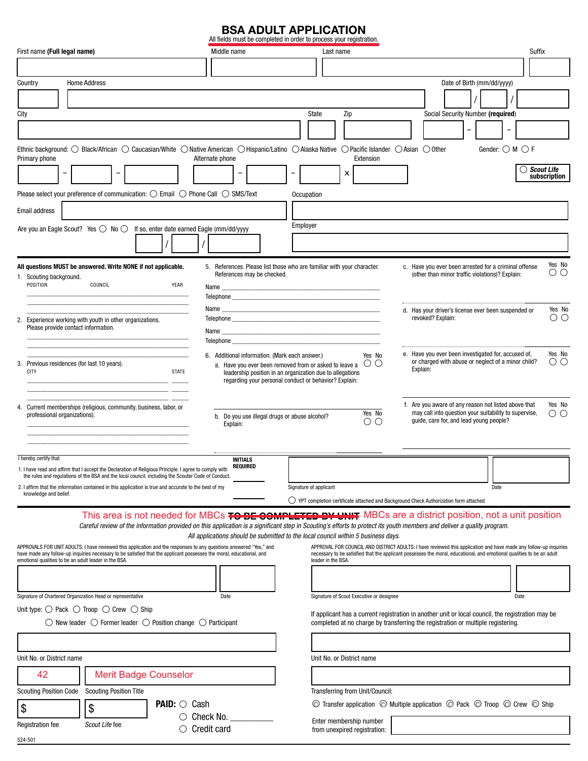# BSA ADULT APPLICATION

All fields must be completed in order to process your registration.

| First name **(Full legal name)** | Middle name | Last name | Suffix |
|---|---|---|---|
| | | | |

| Country | Home Address | Date of Birth (mm/dd/yyyy) |
|---|---|---|
| | | / / |

| City | State | Zip | Social Security Number **(required)** |
|---|---|---|---|
| | | | – – |

Ethnic background: ◯ Black/African ◯ Caucasian/White ◯ Native American ◯ Hispanic/Latino ◯ Alaska Native ◯ Pacific Islander ◯ Asian ◯ Other

Gender: ◯ M ◯ F

| Primary phone | Alternate phone | Extension |
|---|---|---|
| – – | – – | x |

◯ ***Scout Life* subscription**

Please select your preference of communication: ◯ Email ◯ Phone Call ◯ SMS/Text

Occupation

Email address

Employer

Are you an Eagle Scout? Yes ◯ No ◯ If so, enter date earned Eagle (mm/dd/yyyy) / /

**All questions MUST be answered. Write NONE if not applicable.**

1. Scouting background.

| POSITION | COUNCIL | YEAR |
|---|---|---|
| | | |
| | | |

2. Experience working with youth in other organizations. Please provide contact information.

3. Previous residences (for last 10 years).

| CITY | STATE |
|---|---|
| | |
| | |

4. Current memberships (religious, community, business, labor, or professional organizations).

5. References. Please list those who are familiar with your character. References may be checked.

Name ______________________
Telephone ______________________

Name ______________________
Telephone ______________________

Name ______________________
Telephone ______________________

6. Additional information. (Mark each answer.)

a. Have you ever been removed from or asked to leave a leadership position in an organization due to allegations regarding your personal conduct or behavior? Explain: Yes ◯ No ◯

b. Do you use illegal drugs or abuse alcohol? Explain: Yes ◯ No ◯

c. Have you ever been arrested for a criminal offense (other than minor traffic violations)? Explain: Yes ◯ No ◯

d. Has your driver's license ever been suspended or revoked? Explain: Yes ◯ No ◯

e. Have you ever been investigated for, accused of, or charged with abuse or neglect of a minor child? Explain: Yes ◯ No ◯

f. Are you aware of any reason not listed above that may call into question your suitability to supervise, guide, care for, and lead young people? Yes ◯ No ◯

I hereby certify that

1. I have read and affirm that I accept the Declaration of Religious Principle. I agree to comply with the rules and regulations of the BSA and the local council, including the Scouter Code of Conduct.

2. I affirm that the information contained in this application is true and accurate to the best of my knowledge and belief.

**INITIALS REQUIRED**

Signature of applicant ______________________ Date ____________

◯ YPT completion certificate attached and Background Check Authorization form attached

This area is not needed for MBCs ~~TO BE COMPLETED BY UNIT~~ MBCs are a district position, not a unit position

*Careful review of the information provided on this application is a significant step in Scouting's efforts to protect its youth members and deliver a quality program.*

*All applications should be submitted to the local council within 5 business days.*

APPROVALS FOR UNIT ADULTS: I have reviewed this application and the responses to any questions answered "Yes," and have made any follow-up inquiries necessary to be satisfied that the applicant possesses the moral, educational, and emotional qualities to be an adult leader in the BSA.

Signature of Chartered Organization Head or representative ______________________ Date ____________

APPROVAL FOR COUNCIL AND DISTRICT ADULTS: I have reviewed this application and have made any follow-up inquiries necessary to be satisfied that the applicant possesses the moral, educational, and emotional qualities to be an adult leader in the BSA.

Signature of Scout Executive or designee ______________________ Date ____________

Unit type: ◯ Pack ◯ Troop ◯ Crew ◯ Ship

◯ New leader ◯ Former leader ◯ Position change ◯ Participant

If applicant has a current registration in another unit or local council, the registration may be completed at no charge by transferring the registration or multiple registering.

Unit No. or District name

Unit No. or District name

| Scouting Position Code | Scouting Position Title |
|---|---|
| 42 | Merit Badge Counselor |

Transferring from Unit/Council:

| Registration fee | *Scout Life* fee |
|---|---|
| $ | $ |

**PAID:** ◯ Cash ◯ Check No. __________ ◯ Credit card

◯ Transfer application ◯ Multiple application ◯ Pack ◯ Troop ◯ Crew ◯ Ship

Enter membership number from unexpired registration:

524-501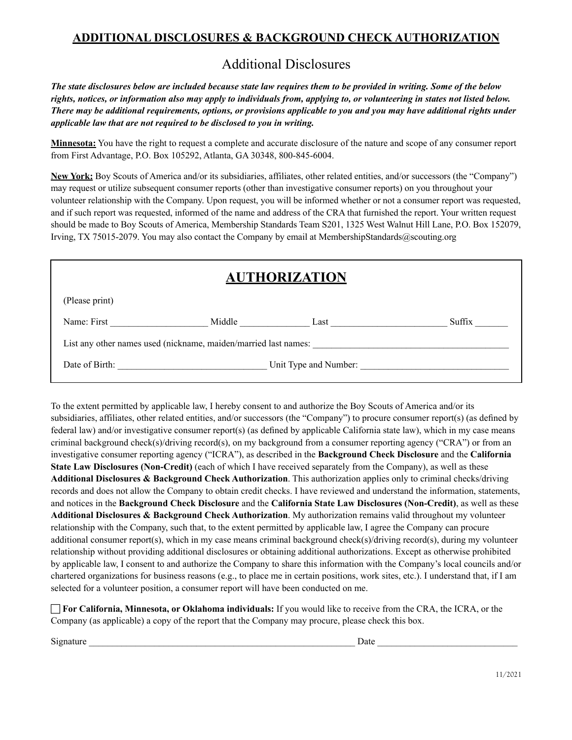## **ADDITIONAL DISCLOSURES & BACKGROUND CHECK AUTHORIZATION**

### Additional Disclosures

***The state disclosures below are included because state law requires them to be provided in writing. Some of the below rights, notices, or information also may apply to individuals from, applying to, or volunteering in states not listed below. There may be additional requirements, options, or provisions applicable to you and you may have additional rights under applicable law that are not required to be disclosed to you in writing.***

**Minnesota:** You have the right to request a complete and accurate disclosure of the nature and scope of any consumer report from First Advantage, P.O. Box 105292, Atlanta, GA 30348, 800-845-6004.

**New York:** Boy Scouts of America and/or its subsidiaries, affiliates, other related entities, and/or successors (the "Company") may request or utilize subsequent consumer reports (other than investigative consumer reports) on you throughout your volunteer relationship with the Company. Upon request, you will be informed whether or not a consumer report was requested, and if such report was requested, informed of the name and address of the CRA that furnished the report. Your written request should be made to Boy Scouts of America, Membership Standards Team S201, 1325 West Walnut Hill Lane, P.O. Box 152079, Irving, TX 75015-2079. You may also contact the Company by email at MembershipStandards@scouting.org

## **AUTHORIZATION**

(Please print)

Name: First _____________________ Middle _______________ Last _________________________ Suffix _______

List any other names used (nickname, maiden/married last names: ____________________________________________

Date of Birth: _______________________________ Unit Type and Number: _______________________________

To the extent permitted by applicable law, I hereby consent to and authorize the Boy Scouts of America and/or its subsidiaries, affiliates, other related entities, and/or successors (the "Company") to procure consumer report(s) (as defined by federal law) and/or investigative consumer report(s) (as defined by applicable California state law), which in my case means criminal background check(s)/driving record(s), on my background from a consumer reporting agency ("CRA") or from an investigative consumer reporting agency ("ICRA"), as described in the **Background Check Disclosure** and the **California State Law Disclosures (Non-Credit)** (each of which I have received separately from the Company), as well as these **Additional Disclosures & Background Check Authorization**. This authorization applies only to criminal checks/driving records and does not allow the Company to obtain credit checks. I have reviewed and understand the information, statements, and notices in the **Background Check Disclosure** and the **California State Law Disclosures (Non-Credit)**, as well as these **Additional Disclosures & Background Check Authorization**. My authorization remains valid throughout my volunteer relationship with the Company, such that, to the extent permitted by applicable law, I agree the Company can procure additional consumer report(s), which in my case means criminal background check(s)/driving record(s), during my volunteer relationship without providing additional disclosures or obtaining additional authorizations. Except as otherwise prohibited by applicable law, I consent to and authorize the Company to share this information with the Company's local councils and/or chartered organizations for business reasons (e.g., to place me in certain positions, work sites, etc.). I understand that, if I am selected for a volunteer position, a consumer report will have been conducted on me.

☐ **For California, Minnesota, or Oklahoma individuals:** If you would like to receive from the CRA, the ICRA, or the Company (as applicable) a copy of the report that the Company may procure, please check this box.

Signature ___________________________________________________________ Date ______________________________

11/2021